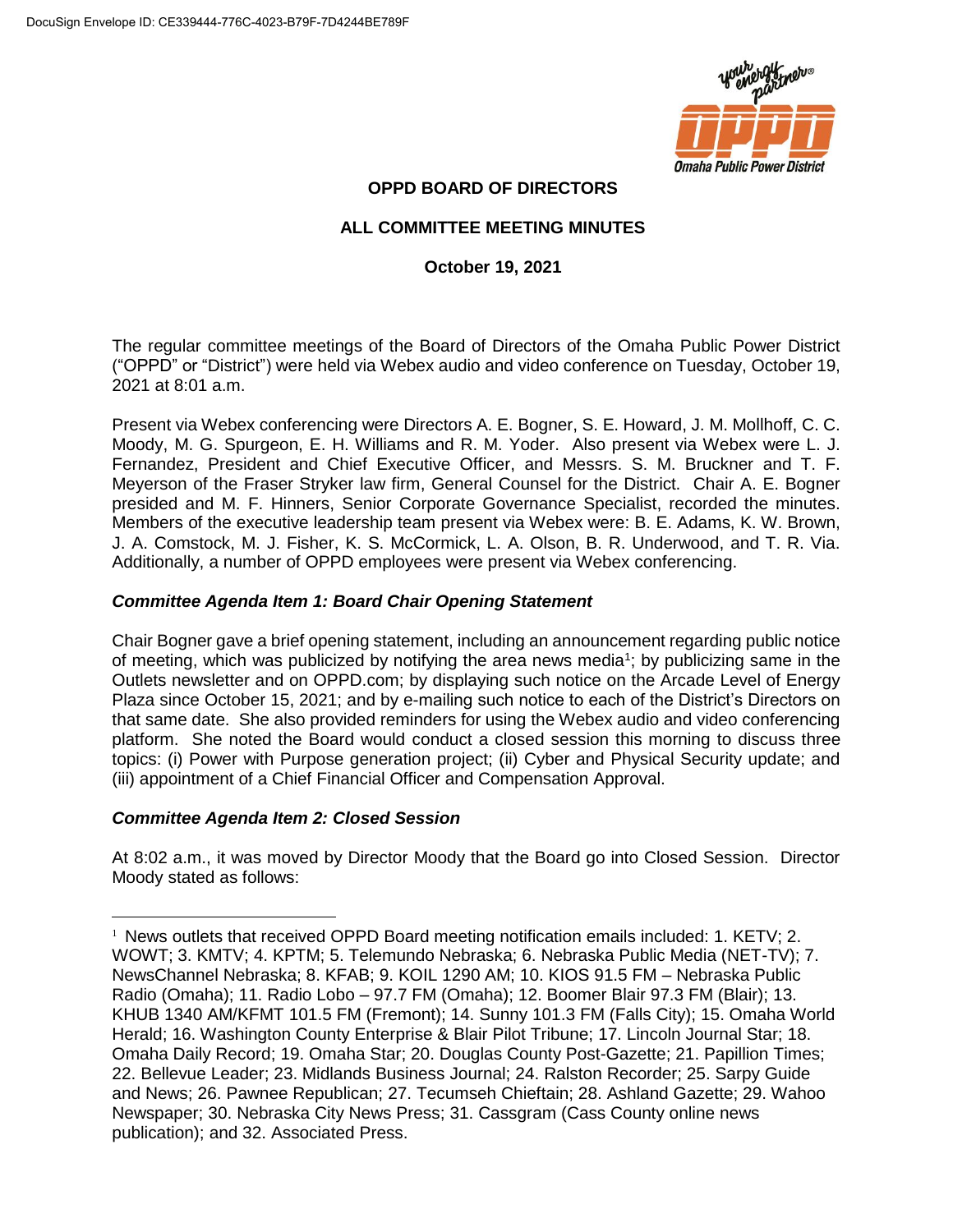DocuSign Envelope ID: CE339444-776C-4023-B79F-7D4244BE789F

**OPPD BOARD OF DIRECTORS**

**ALL COMMITTEE MEETING MINUTES**

**October 19, 2021**

The regular committee meetings of the Board of Directors of the Omaha Public Power District ("OPPD" or "District") were held via Webex audio and video conference on Tuesday, October 19, 2021 at 8:01 a.m.

Present via Webex conferencing were Directors A. E. Bogner, S. E. Howard, J. M. Mollhoff, C. C. Moody, M. G. Spurgeon, E. H. Williams and R. M. Yoder. Also present via Webex were L. J. Fernandez, President and Chief Executive Officer, and Messrs. S. M. Bruckner and T. F. Meyerson of the Fraser Stryker law firm, General Counsel for the District. Chair A. E. Bogner presided and M. F. Hinners, Senior Corporate Governance Specialist, recorded the minutes. Members of the executive leadership team present via Webex were: B. E. Adams, K. W. Brown, J. A. Comstock, M. J. Fisher, K. S. McCormick, L. A. Olson, B. R. Underwood, and T. R. Via. Additionally, a number of OPPD employees were present via Webex conferencing.

### *Committee Agenda Item 1: Board Chair Opening Statement*

Chair Bogner gave a brief opening statement, including an announcement regarding public notice of meeting, which was publicized by notifying the area news media[1]; by publicizing same in the Outlets newsletter and on OPPD.com; by displaying such notice on the Arcade Level of Energy Plaza since October 15, 2021; and by e-mailing such notice to each of the District's Directors on that same date. She also provided reminders for using the Webex audio and video conferencing platform. She noted the Board would conduct a closed session this morning to discuss three topics: (i) Power with Purpose generation project; (ii) Cyber and Physical Security update; and (iii) appointment of a Chief Financial Officer and Compensation Approval.

### *Committee Agenda Item 2: Closed Session*

At 8:02 a.m., it was moved by Director Moody that the Board go into Closed Session. Director Moody stated as follows:

---

[1] News outlets that received OPPD Board meeting notification emails included: 1. KETV; 2. WOWT; 3. KMTV; 4. KPTM; 5. Telemundo Nebraska; 6. Nebraska Public Media (NET-TV); 7. NewsChannel Nebraska; 8. KFAB; 9. KOIL 1290 AM; 10. KIOS 91.5 FM – Nebraska Public Radio (Omaha); 11. Radio Lobo – 97.7 FM (Omaha); 12. Boomer Blair 97.3 FM (Blair); 13. KHUB 1340 AM/KFMT 101.5 FM (Fremont); 14. Sunny 101.3 FM (Falls City); 15. Omaha World Herald; 16. Washington County Enterprise & Blair Pilot Tribune; 17. Lincoln Journal Star; 18. Omaha Daily Record; 19. Omaha Star; 20. Douglas County Post-Gazette; 21. Papillion Times; 22. Bellevue Leader; 23. Midlands Business Journal; 24. Ralston Recorder; 25. Sarpy Guide and News; 26. Pawnee Republican; 27. Tecumseh Chieftain; 28. Ashland Gazette; 29. Wahoo Newspaper; 30. Nebraska City News Press; 31. Cassgram (Cass County online news publication); and 32. Associated Press.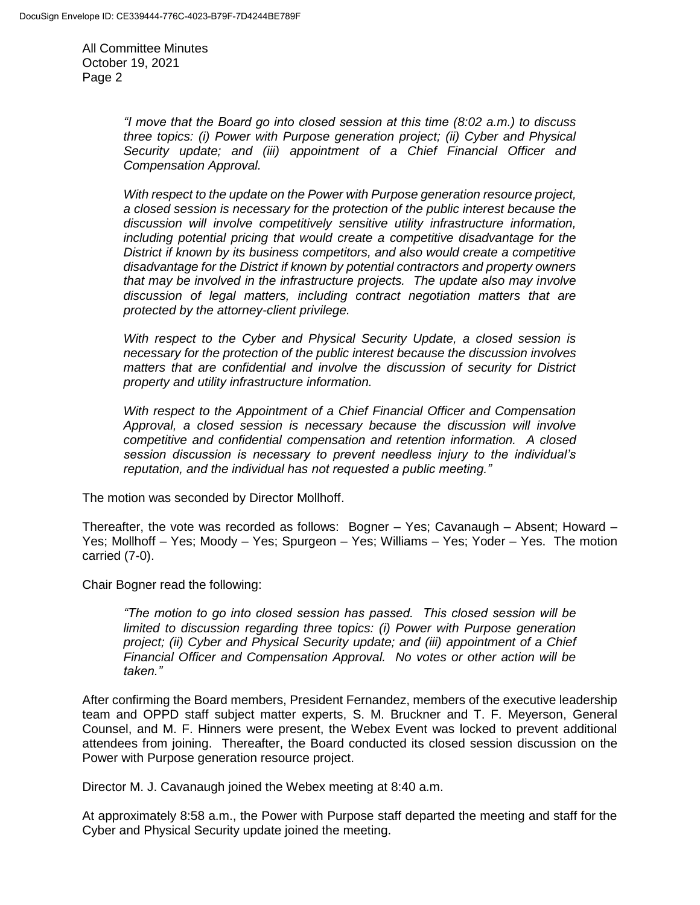*"I move that the Board go into closed session at this time (8:02 a.m.) to discuss three topics: (i) Power with Purpose generation project; (ii) Cyber and Physical Security update; and (iii) appointment of a Chief Financial Officer and Compensation Approval.*

*With respect to the update on the Power with Purpose generation resource project, a closed session is necessary for the protection of the public interest because the discussion will involve competitively sensitive utility infrastructure information, including potential pricing that would create a competitive disadvantage for the District if known by its business competitors, and also would create a competitive disadvantage for the District if known by potential contractors and property owners that may be involved in the infrastructure projects. The update also may involve discussion of legal matters, including contract negotiation matters that are protected by the attorney-client privilege.*

*With respect to the Cyber and Physical Security Update, a closed session is necessary for the protection of the public interest because the discussion involves matters that are confidential and involve the discussion of security for District property and utility infrastructure information.*

*With respect to the Appointment of a Chief Financial Officer and Compensation Approval, a closed session is necessary because the discussion will involve competitive and confidential compensation and retention information. A closed session discussion is necessary to prevent needless injury to the individual's reputation, and the individual has not requested a public meeting."*

The motion was seconded by Director Mollhoff.

Thereafter, the vote was recorded as follows: Bogner – Yes; Cavanaugh – Absent; Howard – Yes; Mollhoff – Yes; Moody – Yes; Spurgeon – Yes; Williams – Yes; Yoder – Yes. The motion carried (7-0).

Chair Bogner read the following:

*"The motion to go into closed session has passed. This closed session will be limited to discussion regarding three topics: (i) Power with Purpose generation project; (ii) Cyber and Physical Security update; and (iii) appointment of a Chief Financial Officer and Compensation Approval. No votes or other action will be taken."*

After confirming the Board members, President Fernandez, members of the executive leadership team and OPPD staff subject matter experts, S. M. Bruckner and T. F. Meyerson, General Counsel, and M. F. Hinners were present, the Webex Event was locked to prevent additional attendees from joining. Thereafter, the Board conducted its closed session discussion on the Power with Purpose generation resource project.

Director M. J. Cavanaugh joined the Webex meeting at 8:40 a.m.

At approximately 8:58 a.m., the Power with Purpose staff departed the meeting and staff for the Cyber and Physical Security update joined the meeting.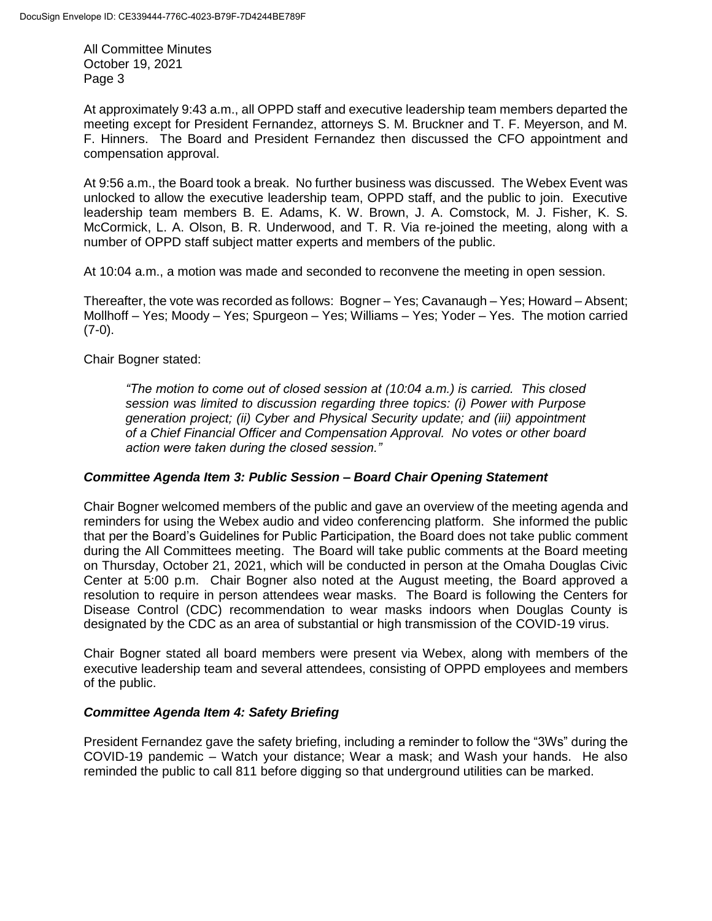At approximately 9:43 a.m., all OPPD staff and executive leadership team members departed the meeting except for President Fernandez, attorneys S. M. Bruckner and T. F. Meyerson, and M. F. Hinners. The Board and President Fernandez then discussed the CFO appointment and compensation approval.

At 9:56 a.m., the Board took a break. No further business was discussed. The Webex Event was unlocked to allow the executive leadership team, OPPD staff, and the public to join. Executive leadership team members B. E. Adams, K. W. Brown, J. A. Comstock, M. J. Fisher, K. S. McCormick, L. A. Olson, B. R. Underwood, and T. R. Via re-joined the meeting, along with a number of OPPD staff subject matter experts and members of the public.

At 10:04 a.m., a motion was made and seconded to reconvene the meeting in open session.

Thereafter, the vote was recorded as follows: Bogner – Yes; Cavanaugh – Yes; Howard – Absent; Mollhoff – Yes; Moody – Yes; Spurgeon – Yes; Williams – Yes; Yoder – Yes. The motion carried (7-0).

Chair Bogner stated:

> *"The motion to come out of closed session at (10:04 a.m.) is carried. This closed session was limited to discussion regarding three topics: (i) Power with Purpose generation project; (ii) Cyber and Physical Security update; and (iii) appointment of a Chief Financial Officer and Compensation Approval. No votes or other board action were taken during the closed session."*

### *Committee Agenda Item 3: Public Session – Board Chair Opening Statement*

Chair Bogner welcomed members of the public and gave an overview of the meeting agenda and reminders for using the Webex audio and video conferencing platform. She informed the public that per the Board's Guidelines for Public Participation, the Board does not take public comment during the All Committees meeting. The Board will take public comments at the Board meeting on Thursday, October 21, 2021, which will be conducted in person at the Omaha Douglas Civic Center at 5:00 p.m. Chair Bogner also noted at the August meeting, the Board approved a resolution to require in person attendees wear masks. The Board is following the Centers for Disease Control (CDC) recommendation to wear masks indoors when Douglas County is designated by the CDC as an area of substantial or high transmission of the COVID-19 virus.

Chair Bogner stated all board members were present via Webex, along with members of the executive leadership team and several attendees, consisting of OPPD employees and members of the public.

### *Committee Agenda Item 4: Safety Briefing*

President Fernandez gave the safety briefing, including a reminder to follow the "3Ws" during the COVID-19 pandemic – Watch your distance; Wear a mask; and Wash your hands. He also reminded the public to call 811 before digging so that underground utilities can be marked.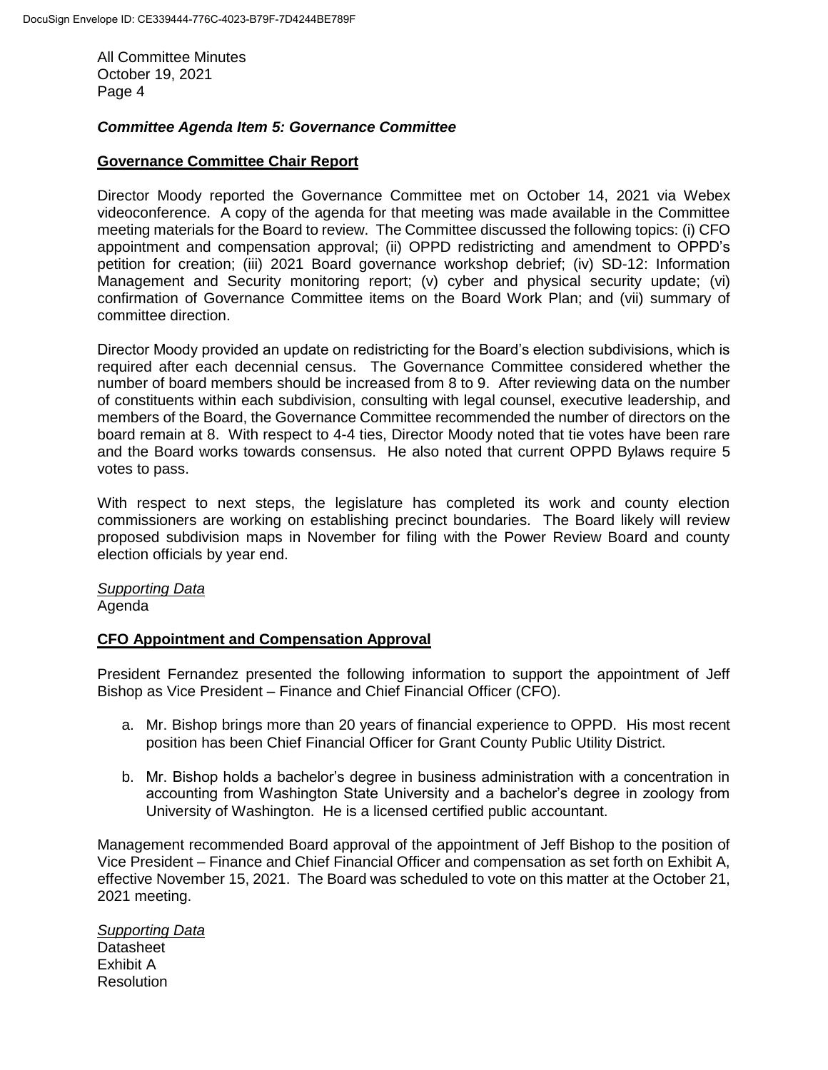### *Committee Agenda Item 5: Governance Committee*

**Governance Committee Chair Report**

Director Moody reported the Governance Committee met on October 14, 2021 via Webex videoconference. A copy of the agenda for that meeting was made available in the Committee meeting materials for the Board to review. The Committee discussed the following topics: (i) CFO appointment and compensation approval; (ii) OPPD redistricting and amendment to OPPD's petition for creation; (iii) 2021 Board governance workshop debrief; (iv) SD-12: Information Management and Security monitoring report; (v) cyber and physical security update; (vi) confirmation of Governance Committee items on the Board Work Plan; and (vii) summary of committee direction.

Director Moody provided an update on redistricting for the Board's election subdivisions, which is required after each decennial census. The Governance Committee considered whether the number of board members should be increased from 8 to 9. After reviewing data on the number of constituents within each subdivision, consulting with legal counsel, executive leadership, and members of the Board, the Governance Committee recommended the number of directors on the board remain at 8. With respect to 4-4 ties, Director Moody noted that tie votes have been rare and the Board works towards consensus. He also noted that current OPPD Bylaws require 5 votes to pass.

With respect to next steps, the legislature has completed its work and county election commissioners are working on establishing precinct boundaries. The Board likely will review proposed subdivision maps in November for filing with the Power Review Board and county election officials by year end.

*Supporting Data*
Agenda

**CFO Appointment and Compensation Approval**

President Fernandez presented the following information to support the appointment of Jeff Bishop as Vice President – Finance and Chief Financial Officer (CFO).

a. Mr. Bishop brings more than 20 years of financial experience to OPPD. His most recent position has been Chief Financial Officer for Grant County Public Utility District.

b. Mr. Bishop holds a bachelor's degree in business administration with a concentration in accounting from Washington State University and a bachelor's degree in zoology from University of Washington. He is a licensed certified public accountant.

Management recommended Board approval of the appointment of Jeff Bishop to the position of Vice President – Finance and Chief Financial Officer and compensation as set forth on Exhibit A, effective November 15, 2021. The Board was scheduled to vote on this matter at the October 21, 2021 meeting.

*Supporting Data*
Datasheet
Exhibit A
Resolution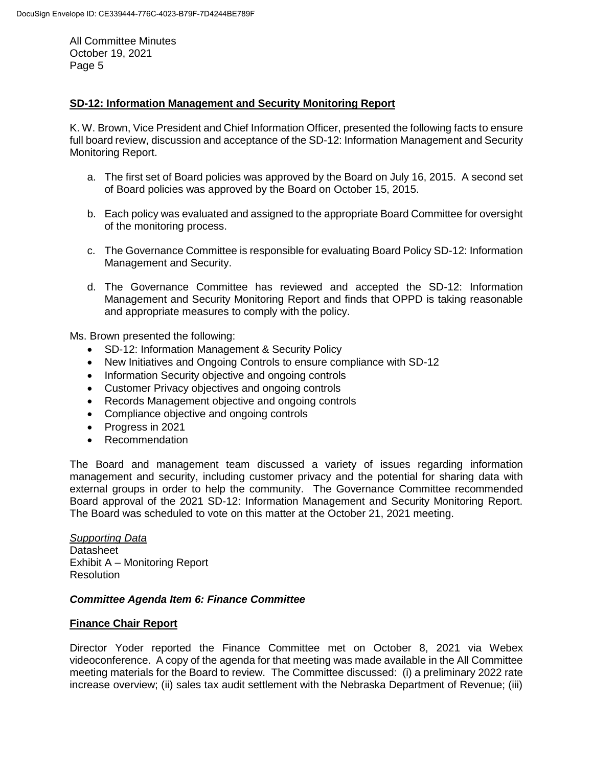## SD-12: Information Management and Security Monitoring Report

K. W. Brown, Vice President and Chief Information Officer, presented the following facts to ensure full board review, discussion and acceptance of the SD-12: Information Management and Security Monitoring Report.

a. The first set of Board policies was approved by the Board on July 16, 2015. A second set of Board policies was approved by the Board on October 15, 2015.

b. Each policy was evaluated and assigned to the appropriate Board Committee for oversight of the monitoring process.

c. The Governance Committee is responsible for evaluating Board Policy SD-12: Information Management and Security.

d. The Governance Committee has reviewed and accepted the SD-12: Information Management and Security Monitoring Report and finds that OPPD is taking reasonable and appropriate measures to comply with the policy.

Ms. Brown presented the following:

- SD-12: Information Management & Security Policy
- New Initiatives and Ongoing Controls to ensure compliance with SD-12
- Information Security objective and ongoing controls
- Customer Privacy objectives and ongoing controls
- Records Management objective and ongoing controls
- Compliance objective and ongoing controls
- Progress in 2021
- Recommendation

The Board and management team discussed a variety of issues regarding information management and security, including customer privacy and the potential for sharing data with external groups in order to help the community. The Governance Committee recommended Board approval of the 2021 SD-12: Information Management and Security Monitoring Report. The Board was scheduled to vote on this matter at the October 21, 2021 meeting.

*Supporting Data*
Datasheet
Exhibit A – Monitoring Report
Resolution

### *Committee Agenda Item 6: Finance Committee*

## Finance Chair Report

Director Yoder reported the Finance Committee met on October 8, 2021 via Webex videoconference. A copy of the agenda for that meeting was made available in the All Committee meeting materials for the Board to review. The Committee discussed: (i) a preliminary 2022 rate increase overview; (ii) sales tax audit settlement with the Nebraska Department of Revenue; (iii)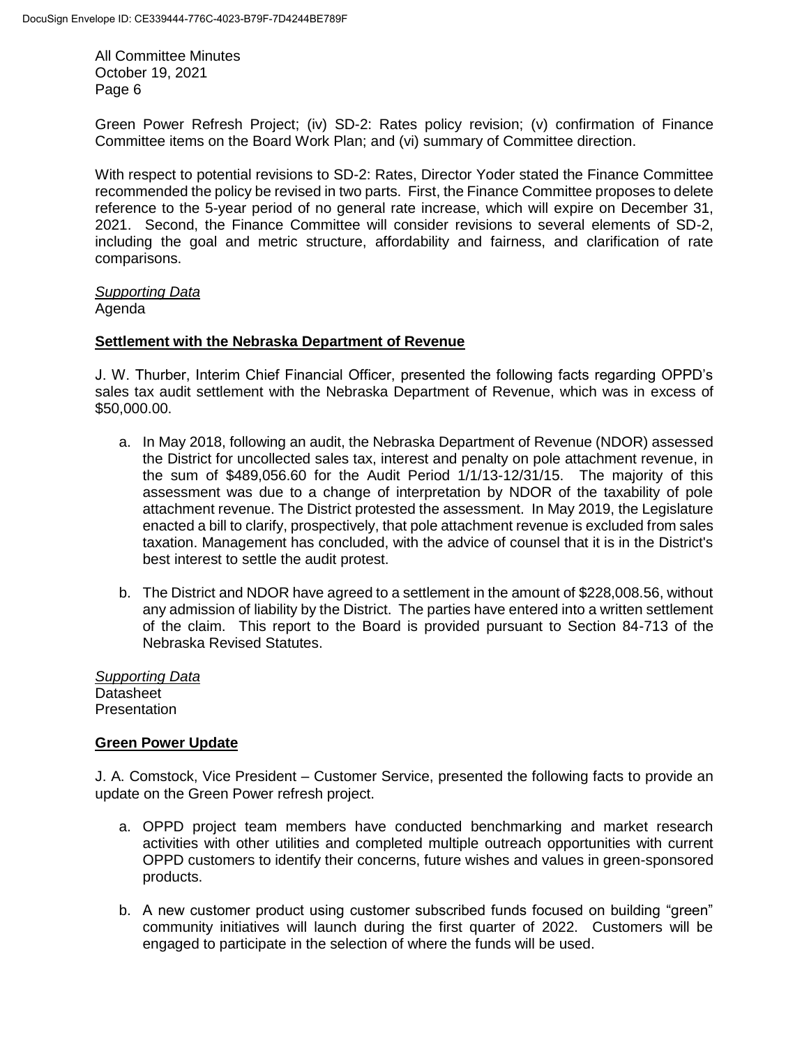Green Power Refresh Project; (iv) SD-2: Rates policy revision; (v) confirmation of Finance Committee items on the Board Work Plan; and (vi) summary of Committee direction.

With respect to potential revisions to SD-2: Rates, Director Yoder stated the Finance Committee recommended the policy be revised in two parts. First, the Finance Committee proposes to delete reference to the 5-year period of no general rate increase, which will expire on December 31, 2021. Second, the Finance Committee will consider revisions to several elements of SD-2, including the goal and metric structure, affordability and fairness, and clarification of rate comparisons.

*Supporting Data*
Agenda

**Settlement with the Nebraska Department of Revenue**

J. W. Thurber, Interim Chief Financial Officer, presented the following facts regarding OPPD's sales tax audit settlement with the Nebraska Department of Revenue, which was in excess of $50,000.00.

a. In May 2018, following an audit, the Nebraska Department of Revenue (NDOR) assessed the District for uncollected sales tax, interest and penalty on pole attachment revenue, in the sum of $489,056.60 for the Audit Period 1/1/13-12/31/15. The majority of this assessment was due to a change of interpretation by NDOR of the taxability of pole attachment revenue. The District protested the assessment. In May 2019, the Legislature enacted a bill to clarify, prospectively, that pole attachment revenue is excluded from sales taxation. Management has concluded, with the advice of counsel that it is in the District's best interest to settle the audit protest.

b. The District and NDOR have agreed to a settlement in the amount of $228,008.56, without any admission of liability by the District. The parties have entered into a written settlement of the claim. This report to the Board is provided pursuant to Section 84-713 of the Nebraska Revised Statutes.

*Supporting Data*
Datasheet
Presentation

**Green Power Update**

J. A. Comstock, Vice President – Customer Service, presented the following facts to provide an update on the Green Power refresh project.

a. OPPD project team members have conducted benchmarking and market research activities with other utilities and completed multiple outreach opportunities with current OPPD customers to identify their concerns, future wishes and values in green-sponsored products.

b. A new customer product using customer subscribed funds focused on building "green" community initiatives will launch during the first quarter of 2022. Customers will be engaged to participate in the selection of where the funds will be used.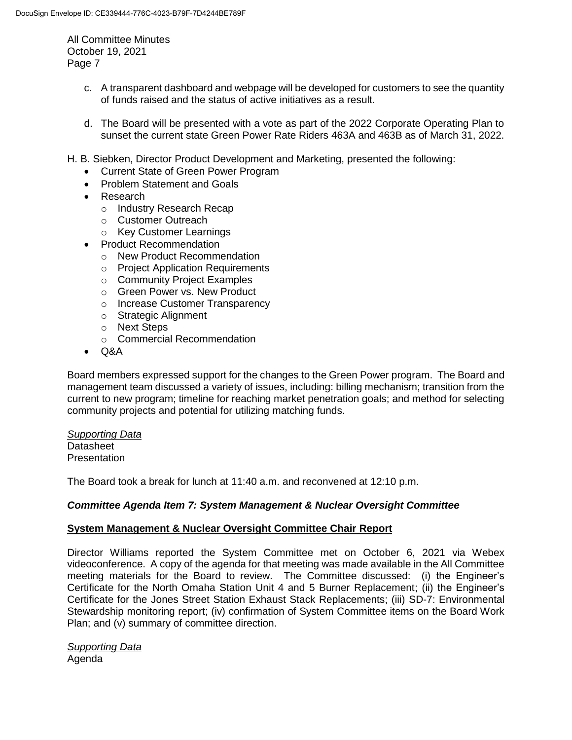c. A transparent dashboard and webpage will be developed for customers to see the quantity of funds raised and the status of active initiatives as a result.

d. The Board will be presented with a vote as part of the 2022 Corporate Operating Plan to sunset the current state Green Power Rate Riders 463A and 463B as of March 31, 2022.

H. B. Siebken, Director Product Development and Marketing, presented the following:

- Current State of Green Power Program
- Problem Statement and Goals
- Research
  - Industry Research Recap
  - Customer Outreach
  - Key Customer Learnings
- Product Recommendation
  - New Product Recommendation
  - Project Application Requirements
  - Community Project Examples
  - Green Power vs. New Product
  - Increase Customer Transparency
  - Strategic Alignment
  - Next Steps
  - Commercial Recommendation
- Q&A

Board members expressed support for the changes to the Green Power program. The Board and management team discussed a variety of issues, including: billing mechanism; transition from the current to new program; timeline for reaching market penetration goals; and method for selecting community projects and potential for utilizing matching funds.

*Supporting Data*
Datasheet
Presentation

The Board took a break for lunch at 11:40 a.m. and reconvened at 12:10 p.m.

***Committee Agenda Item 7: System Management & Nuclear Oversight Committee***

**System Management & Nuclear Oversight Committee Chair Report**

Director Williams reported the System Committee met on October 6, 2021 via Webex videoconference. A copy of the agenda for that meeting was made available in the All Committee meeting materials for the Board to review. The Committee discussed: (i) the Engineer's Certificate for the North Omaha Station Unit 4 and 5 Burner Replacement; (ii) the Engineer's Certificate for the Jones Street Station Exhaust Stack Replacements; (iii) SD-7: Environmental Stewardship monitoring report; (iv) confirmation of System Committee items on the Board Work Plan; and (v) summary of committee direction.

*Supporting Data*
Agenda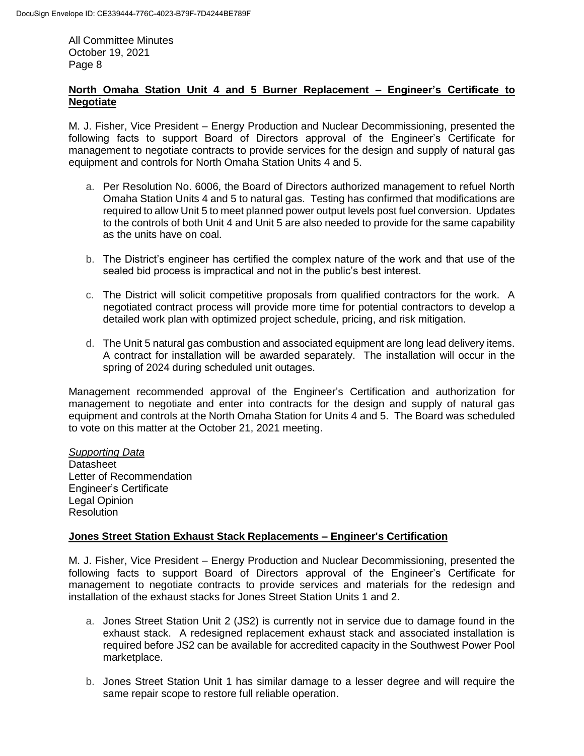## North Omaha Station Unit 4 and 5 Burner Replacement – Engineer's Certificate to Negotiate

M. J. Fisher, Vice President – Energy Production and Nuclear Decommissioning, presented the following facts to support Board of Directors approval of the Engineer's Certificate for management to negotiate contracts to provide services for the design and supply of natural gas equipment and controls for North Omaha Station Units 4 and 5.

a. Per Resolution No. 6006, the Board of Directors authorized management to refuel North Omaha Station Units 4 and 5 to natural gas. Testing has confirmed that modifications are required to allow Unit 5 to meet planned power output levels post fuel conversion. Updates to the controls of both Unit 4 and Unit 5 are also needed to provide for the same capability as the units have on coal.

b. The District's engineer has certified the complex nature of the work and that use of the sealed bid process is impractical and not in the public's best interest.

c. The District will solicit competitive proposals from qualified contractors for the work. A negotiated contract process will provide more time for potential contractors to develop a detailed work plan with optimized project schedule, pricing, and risk mitigation.

d. The Unit 5 natural gas combustion and associated equipment are long lead delivery items. A contract for installation will be awarded separately. The installation will occur in the spring of 2024 during scheduled unit outages.

Management recommended approval of the Engineer's Certification and authorization for management to negotiate and enter into contracts for the design and supply of natural gas equipment and controls at the North Omaha Station for Units 4 and 5. The Board was scheduled to vote on this matter at the October 21, 2021 meeting.

*Supporting Data*
Datasheet
Letter of Recommendation
Engineer's Certificate
Legal Opinion
Resolution

## Jones Street Station Exhaust Stack Replacements – Engineer's Certification

M. J. Fisher, Vice President – Energy Production and Nuclear Decommissioning, presented the following facts to support Board of Directors approval of the Engineer's Certificate for management to negotiate contracts to provide services and materials for the redesign and installation of the exhaust stacks for Jones Street Station Units 1 and 2.

a. Jones Street Station Unit 2 (JS2) is currently not in service due to damage found in the exhaust stack. A redesigned replacement exhaust stack and associated installation is required before JS2 can be available for accredited capacity in the Southwest Power Pool marketplace.

b. Jones Street Station Unit 1 has similar damage to a lesser degree and will require the same repair scope to restore full reliable operation.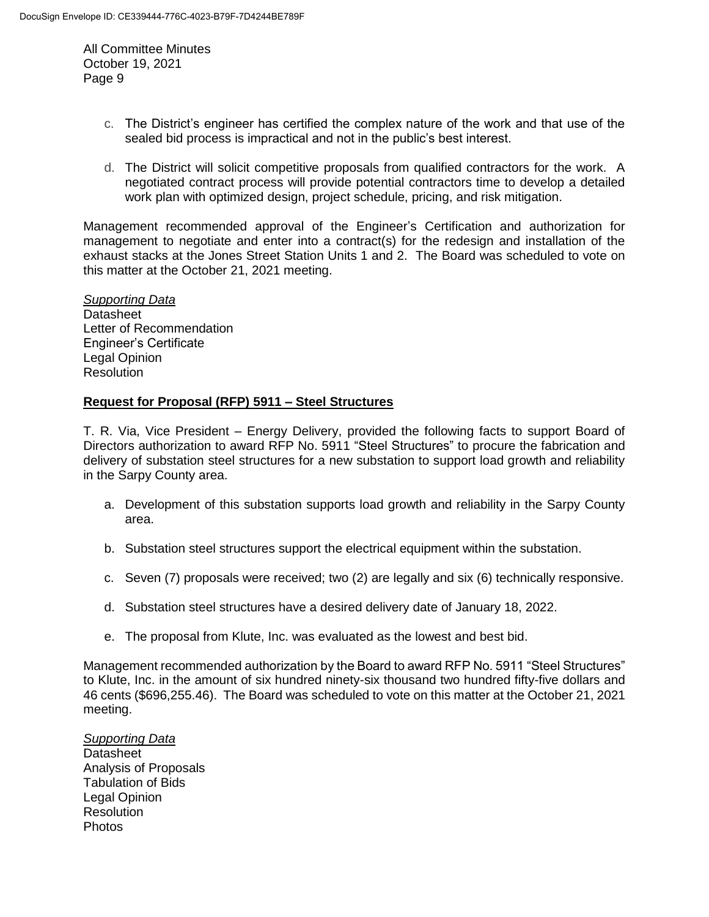c. The District's engineer has certified the complex nature of the work and that use of the sealed bid process is impractical and not in the public's best interest.

d. The District will solicit competitive proposals from qualified contractors for the work. A negotiated contract process will provide potential contractors time to develop a detailed work plan with optimized design, project schedule, pricing, and risk mitigation.

Management recommended approval of the Engineer's Certification and authorization for management to negotiate and enter into a contract(s) for the redesign and installation of the exhaust stacks at the Jones Street Station Units 1 and 2. The Board was scheduled to vote on this matter at the October 21, 2021 meeting.

*Supporting Data*
Datasheet
Letter of Recommendation
Engineer's Certificate
Legal Opinion
Resolution

**Request for Proposal (RFP) 5911 – Steel Structures**

T. R. Via, Vice President – Energy Delivery, provided the following facts to support Board of Directors authorization to award RFP No. 5911 "Steel Structures" to procure the fabrication and delivery of substation steel structures for a new substation to support load growth and reliability in the Sarpy County area.

a. Development of this substation supports load growth and reliability in the Sarpy County area.

b. Substation steel structures support the electrical equipment within the substation.

c. Seven (7) proposals were received; two (2) are legally and six (6) technically responsive.

d. Substation steel structures have a desired delivery date of January 18, 2022.

e. The proposal from Klute, Inc. was evaluated as the lowest and best bid.

Management recommended authorization by the Board to award RFP No. 5911 "Steel Structures" to Klute, Inc. in the amount of six hundred ninety-six thousand two hundred fifty-five dollars and 46 cents ($696,255.46). The Board was scheduled to vote on this matter at the October 21, 2021 meeting.

*Supporting Data*
Datasheet
Analysis of Proposals
Tabulation of Bids
Legal Opinion
Resolution
Photos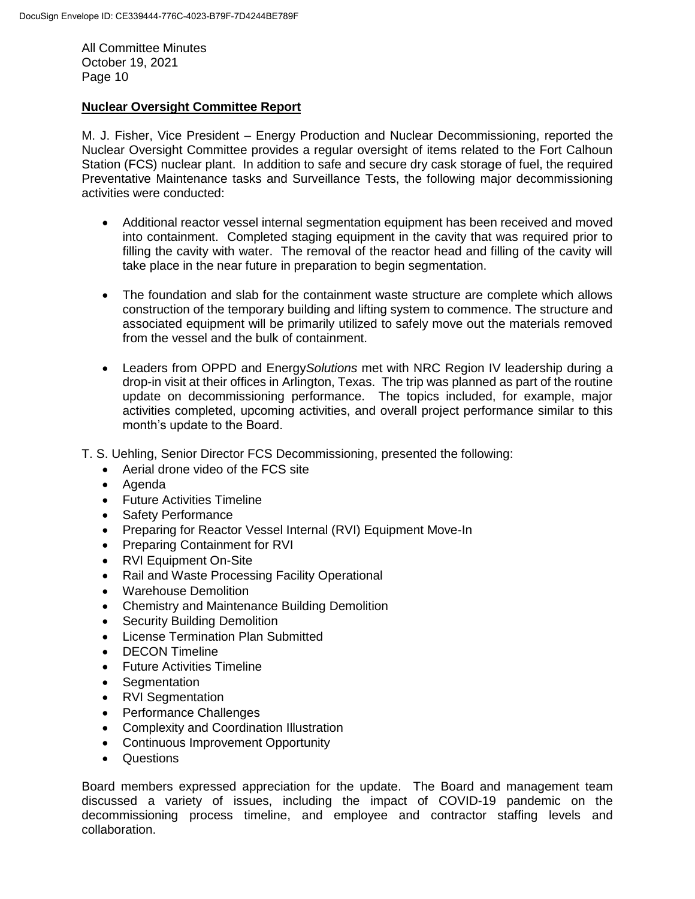## Nuclear Oversight Committee Report

M. J. Fisher, Vice President – Energy Production and Nuclear Decommissioning, reported the Nuclear Oversight Committee provides a regular oversight of items related to the Fort Calhoun Station (FCS) nuclear plant. In addition to safe and secure dry cask storage of fuel, the required Preventative Maintenance tasks and Surveillance Tests, the following major decommissioning activities were conducted:

- Additional reactor vessel internal segmentation equipment has been received and moved into containment. Completed staging equipment in the cavity that was required prior to filling the cavity with water. The removal of the reactor head and filling of the cavity will take place in the near future in preparation to begin segmentation.
- The foundation and slab for the containment waste structure are complete which allows construction of the temporary building and lifting system to commence. The structure and associated equipment will be primarily utilized to safely move out the materials removed from the vessel and the bulk of containment.
- Leaders from OPPD and Energy*Solutions* met with NRC Region IV leadership during a drop-in visit at their offices in Arlington, Texas. The trip was planned as part of the routine update on decommissioning performance. The topics included, for example, major activities completed, upcoming activities, and overall project performance similar to this month's update to the Board.

T. S. Uehling, Senior Director FCS Decommissioning, presented the following:

- Aerial drone video of the FCS site
- Agenda
- Future Activities Timeline
- Safety Performance
- Preparing for Reactor Vessel Internal (RVI) Equipment Move-In
- Preparing Containment for RVI
- RVI Equipment On-Site
- Rail and Waste Processing Facility Operational
- Warehouse Demolition
- Chemistry and Maintenance Building Demolition
- Security Building Demolition
- License Termination Plan Submitted
- DECON Timeline
- Future Activities Timeline
- Segmentation
- RVI Segmentation
- Performance Challenges
- Complexity and Coordination Illustration
- Continuous Improvement Opportunity
- Questions

Board members expressed appreciation for the update. The Board and management team discussed a variety of issues, including the impact of COVID-19 pandemic on the decommissioning process timeline, and employee and contractor staffing levels and collaboration.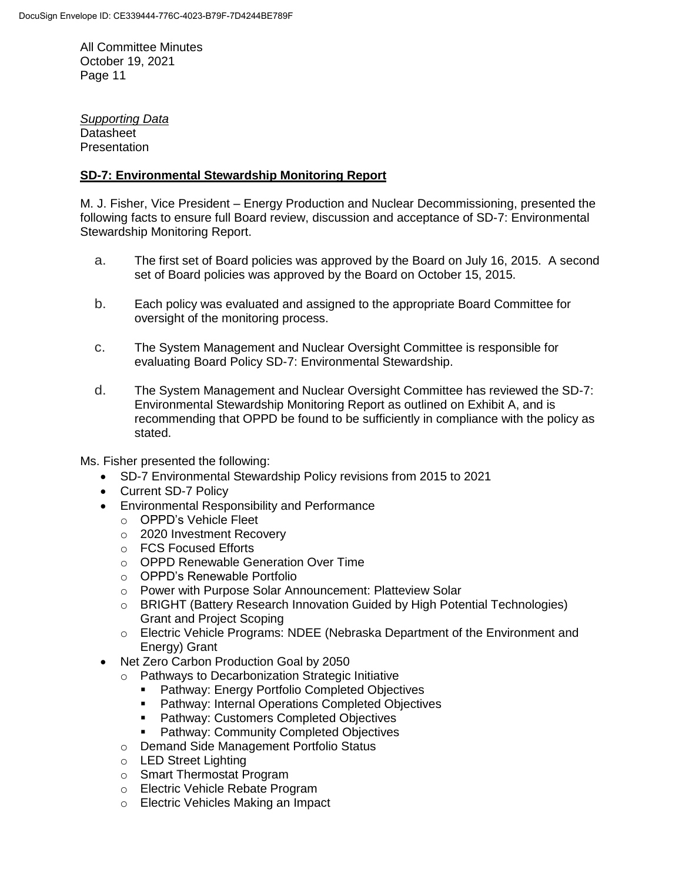*Supporting Data*
Datasheet
Presentation

**SD-7: Environmental Stewardship Monitoring Report**

M. J. Fisher, Vice President – Energy Production and Nuclear Decommissioning, presented the following facts to ensure full Board review, discussion and acceptance of SD-7: Environmental Stewardship Monitoring Report.

a. The first set of Board policies was approved by the Board on July 16, 2015. A second set of Board policies was approved by the Board on October 15, 2015.

b. Each policy was evaluated and assigned to the appropriate Board Committee for oversight of the monitoring process.

c. The System Management and Nuclear Oversight Committee is responsible for evaluating Board Policy SD-7: Environmental Stewardship.

d. The System Management and Nuclear Oversight Committee has reviewed the SD-7: Environmental Stewardship Monitoring Report as outlined on Exhibit A, and is recommending that OPPD be found to be sufficiently in compliance with the policy as stated.

Ms. Fisher presented the following:

- SD-7 Environmental Stewardship Policy revisions from 2015 to 2021
- Current SD-7 Policy
- Environmental Responsibility and Performance
  - OPPD's Vehicle Fleet
  - 2020 Investment Recovery
  - FCS Focused Efforts
  - OPPD Renewable Generation Over Time
  - OPPD's Renewable Portfolio
  - Power with Purpose Solar Announcement: Platteview Solar
  - BRIGHT (Battery Research Innovation Guided by High Potential Technologies) Grant and Project Scoping
  - Electric Vehicle Programs: NDEE (Nebraska Department of the Environment and Energy) Grant
- Net Zero Carbon Production Goal by 2050
  - Pathways to Decarbonization Strategic Initiative
    - Pathway: Energy Portfolio Completed Objectives
    - Pathway: Internal Operations Completed Objectives
    - Pathway: Customers Completed Objectives
    - Pathway: Community Completed Objectives
  - Demand Side Management Portfolio Status
  - LED Street Lighting
  - Smart Thermostat Program
  - Electric Vehicle Rebate Program
  - Electric Vehicles Making an Impact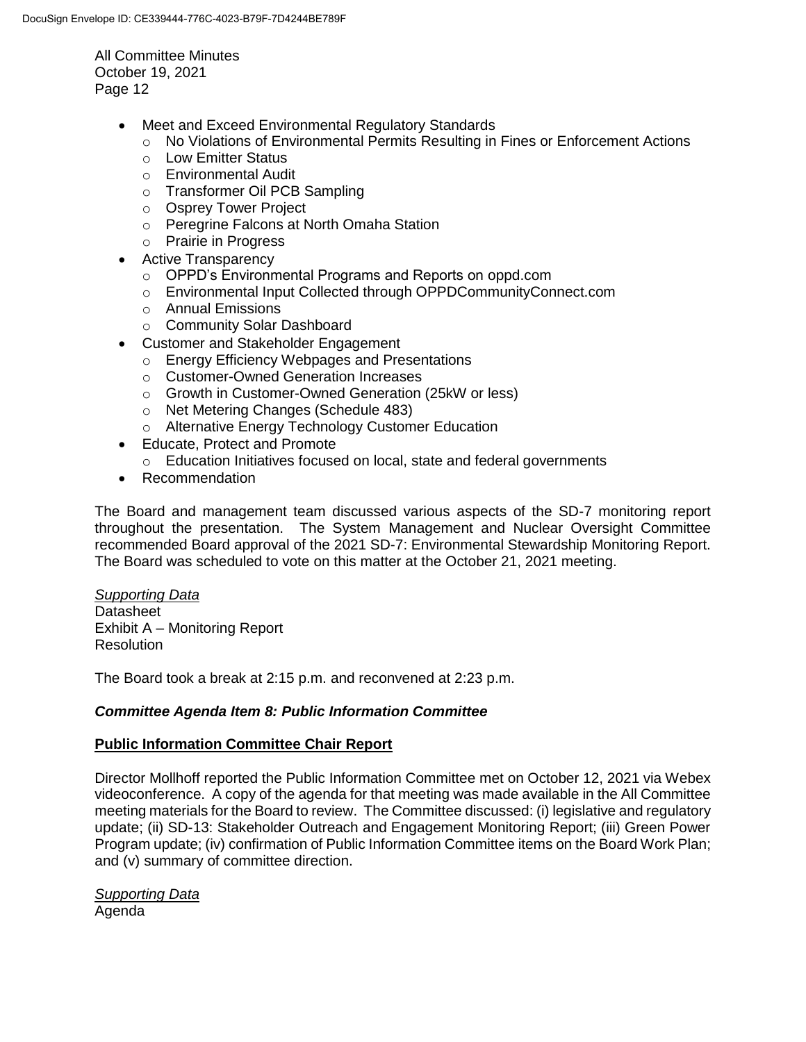- Meet and Exceed Environmental Regulatory Standards
  - No Violations of Environmental Permits Resulting in Fines or Enforcement Actions
  - Low Emitter Status
  - Environmental Audit
  - Transformer Oil PCB Sampling
  - Osprey Tower Project
  - Peregrine Falcons at North Omaha Station
  - Prairie in Progress
- Active Transparency
  - OPPD's Environmental Programs and Reports on oppd.com
  - Environmental Input Collected through OPPDCommunityConnect.com
  - Annual Emissions
  - Community Solar Dashboard
- Customer and Stakeholder Engagement
  - Energy Efficiency Webpages and Presentations
  - Customer-Owned Generation Increases
  - Growth in Customer-Owned Generation (25kW or less)
  - Net Metering Changes (Schedule 483)
  - Alternative Energy Technology Customer Education
- Educate, Protect and Promote
  - Education Initiatives focused on local, state and federal governments
- Recommendation

The Board and management team discussed various aspects of the SD-7 monitoring report throughout the presentation. The System Management and Nuclear Oversight Committee recommended Board approval of the 2021 SD-7: Environmental Stewardship Monitoring Report. The Board was scheduled to vote on this matter at the October 21, 2021 meeting.

*Supporting Data*
Datasheet
Exhibit A – Monitoring Report
Resolution

The Board took a break at 2:15 p.m. and reconvened at 2:23 p.m.

***Committee Agenda Item 8: Public Information Committee***

**Public Information Committee Chair Report**

Director Mollhoff reported the Public Information Committee met on October 12, 2021 via Webex videoconference. A copy of the agenda for that meeting was made available in the All Committee meeting materials for the Board to review. The Committee discussed: (i) legislative and regulatory update; (ii) SD-13: Stakeholder Outreach and Engagement Monitoring Report; (iii) Green Power Program update; (iv) confirmation of Public Information Committee items on the Board Work Plan; and (v) summary of committee direction.

*Supporting Data*
Agenda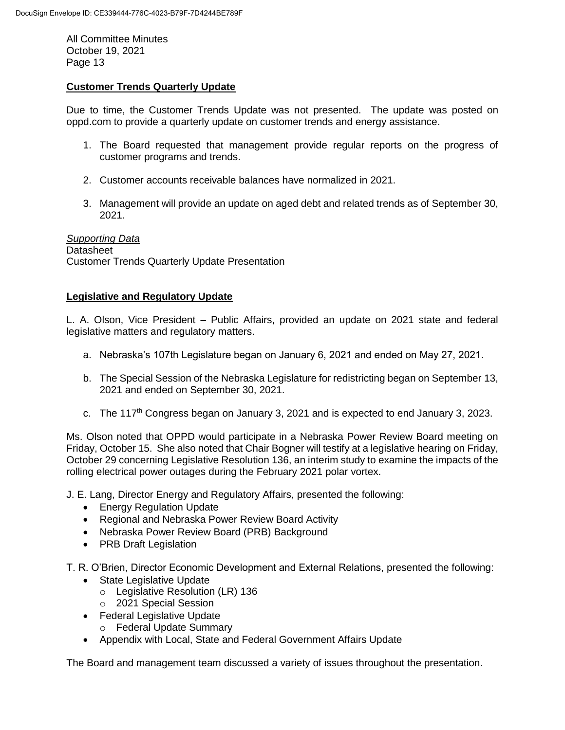## Customer Trends Quarterly Update

Due to time, the Customer Trends Update was not presented. The update was posted on oppd.com to provide a quarterly update on customer trends and energy assistance.

1. The Board requested that management provide regular reports on the progress of customer programs and trends.
2. Customer accounts receivable balances have normalized in 2021.
3. Management will provide an update on aged debt and related trends as of September 30, 2021.

*Supporting Data*
Datasheet
Customer Trends Quarterly Update Presentation

## Legislative and Regulatory Update

L. A. Olson, Vice President – Public Affairs, provided an update on 2021 state and federal legislative matters and regulatory matters.

a. Nebraska's 107th Legislature began on January 6, 2021 and ended on May 27, 2021.

b. The Special Session of the Nebraska Legislature for redistricting began on September 13, 2021 and ended on September 30, 2021.

c. The 117th Congress began on January 3, 2021 and is expected to end January 3, 2023.

Ms. Olson noted that OPPD would participate in a Nebraska Power Review Board meeting on Friday, October 15. She also noted that Chair Bogner will testify at a legislative hearing on Friday, October 29 concerning Legislative Resolution 136, an interim study to examine the impacts of the rolling electrical power outages during the February 2021 polar vortex.

J. E. Lang, Director Energy and Regulatory Affairs, presented the following:

- Energy Regulation Update
- Regional and Nebraska Power Review Board Activity
- Nebraska Power Review Board (PRB) Background
- PRB Draft Legislation

T. R. O'Brien, Director Economic Development and External Relations, presented the following:

- State Legislative Update
  - Legislative Resolution (LR) 136
  - 2021 Special Session
- Federal Legislative Update
  - Federal Update Summary
- Appendix with Local, State and Federal Government Affairs Update

The Board and management team discussed a variety of issues throughout the presentation.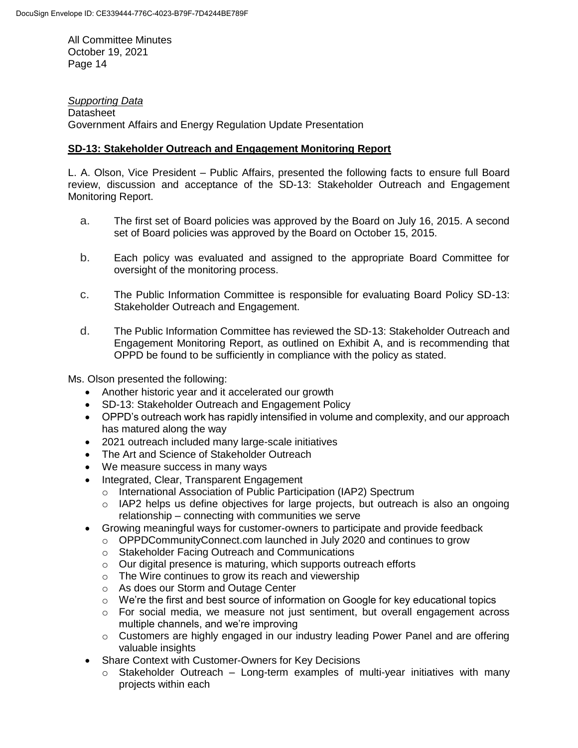*Supporting Data*
Datasheet
Government Affairs and Energy Regulation Update Presentation

**SD-13: Stakeholder Outreach and Engagement Monitoring Report**

L. A. Olson, Vice President – Public Affairs, presented the following facts to ensure full Board review, discussion and acceptance of the SD-13: Stakeholder Outreach and Engagement Monitoring Report.

a. The first set of Board policies was approved by the Board on July 16, 2015. A second set of Board policies was approved by the Board on October 15, 2015.

b. Each policy was evaluated and assigned to the appropriate Board Committee for oversight of the monitoring process.

c. The Public Information Committee is responsible for evaluating Board Policy SD-13: Stakeholder Outreach and Engagement.

d. The Public Information Committee has reviewed the SD-13: Stakeholder Outreach and Engagement Monitoring Report, as outlined on Exhibit A, and is recommending that OPPD be found to be sufficiently in compliance with the policy as stated.

Ms. Olson presented the following:

- Another historic year and it accelerated our growth
- SD-13: Stakeholder Outreach and Engagement Policy
- OPPD's outreach work has rapidly intensified in volume and complexity, and our approach has matured along the way
- 2021 outreach included many large-scale initiatives
- The Art and Science of Stakeholder Outreach
- We measure success in many ways
- Integrated, Clear, Transparent Engagement
  - International Association of Public Participation (IAP2) Spectrum
  - IAP2 helps us define objectives for large projects, but outreach is also an ongoing relationship – connecting with communities we serve
- Growing meaningful ways for customer-owners to participate and provide feedback
  - OPPDCommunityConnect.com launched in July 2020 and continues to grow
  - Stakeholder Facing Outreach and Communications
  - Our digital presence is maturing, which supports outreach efforts
  - The Wire continues to grow its reach and viewership
  - As does our Storm and Outage Center
  - We're the first and best source of information on Google for key educational topics
  - For social media, we measure not just sentiment, but overall engagement across multiple channels, and we're improving
  - Customers are highly engaged in our industry leading Power Panel and are offering valuable insights
- Share Context with Customer-Owners for Key Decisions
  - Stakeholder Outreach – Long-term examples of multi-year initiatives with many projects within each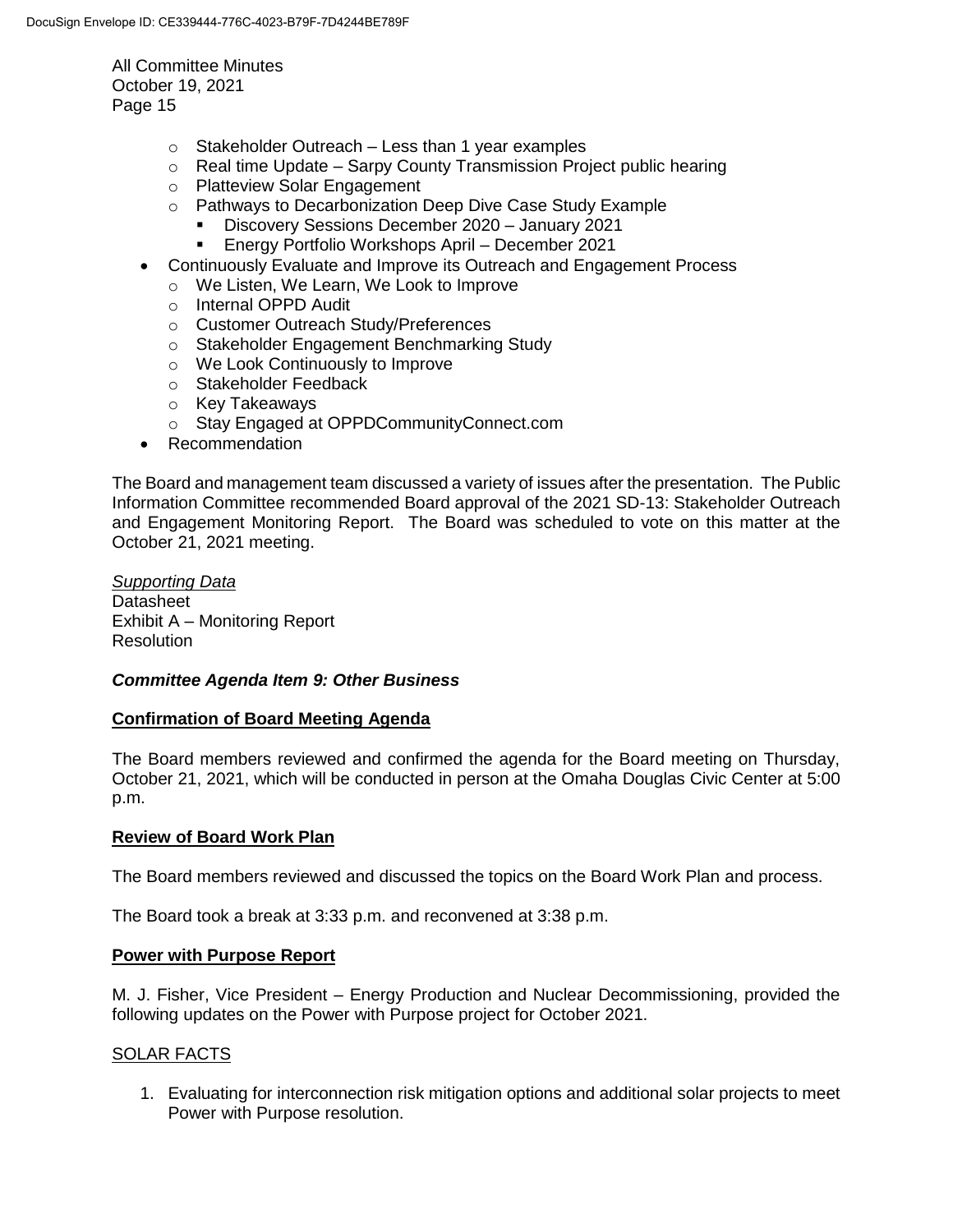- Stakeholder Outreach – Less than 1 year examples
    - Real time Update – Sarpy County Transmission Project public hearing
    - Platteview Solar Engagement
    - Pathways to Decarbonization Deep Dive Case Study Example
        - Discovery Sessions December 2020 – January 2021
        - Energy Portfolio Workshops April – December 2021
- Continuously Evaluate and Improve its Outreach and Engagement Process
    - We Listen, We Learn, We Look to Improve
    - Internal OPPD Audit
    - Customer Outreach Study/Preferences
    - Stakeholder Engagement Benchmarking Study
    - We Look Continuously to Improve
    - Stakeholder Feedback
    - Key Takeaways
    - Stay Engaged at OPPDCommunityConnect.com
- Recommendation

The Board and management team discussed a variety of issues after the presentation. The Public Information Committee recommended Board approval of the 2021 SD-13: Stakeholder Outreach and Engagement Monitoring Report. The Board was scheduled to vote on this matter at the October 21, 2021 meeting.

*Supporting Data*
Datasheet
Exhibit A – Monitoring Report
Resolution

### *Committee Agenda Item 9: Other Business*

**Confirmation of Board Meeting Agenda**

The Board members reviewed and confirmed the agenda for the Board meeting on Thursday, October 21, 2021, which will be conducted in person at the Omaha Douglas Civic Center at 5:00 p.m.

**Review of Board Work Plan**

The Board members reviewed and discussed the topics on the Board Work Plan and process.

The Board took a break at 3:33 p.m. and reconvened at 3:38 p.m.

**Power with Purpose Report**

M. J. Fisher, Vice President – Energy Production and Nuclear Decommissioning, provided the following updates on the Power with Purpose project for October 2021.

SOLAR FACTS

1. Evaluating for interconnection risk mitigation options and additional solar projects to meet Power with Purpose resolution.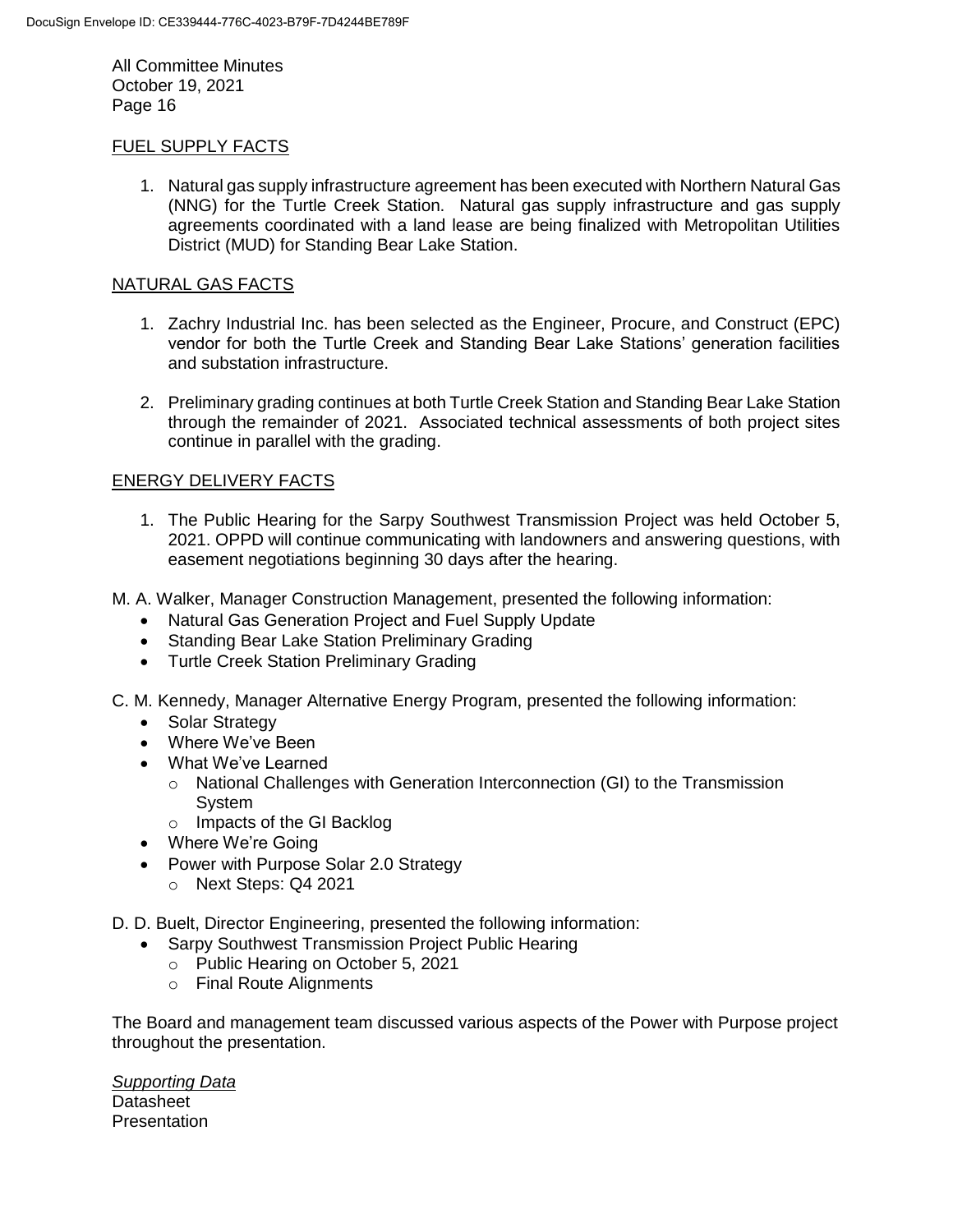FUEL SUPPLY FACTS

1. Natural gas supply infrastructure agreement has been executed with Northern Natural Gas (NNG) for the Turtle Creek Station. Natural gas supply infrastructure and gas supply agreements coordinated with a land lease are being finalized with Metropolitan Utilities District (MUD) for Standing Bear Lake Station.

NATURAL GAS FACTS

1. Zachry Industrial Inc. has been selected as the Engineer, Procure, and Construct (EPC) vendor for both the Turtle Creek and Standing Bear Lake Stations' generation facilities and substation infrastructure.
2. Preliminary grading continues at both Turtle Creek Station and Standing Bear Lake Station through the remainder of 2021. Associated technical assessments of both project sites continue in parallel with the grading.

ENERGY DELIVERY FACTS

1. The Public Hearing for the Sarpy Southwest Transmission Project was held October 5, 2021. OPPD will continue communicating with landowners and answering questions, with easement negotiations beginning 30 days after the hearing.

M. A. Walker, Manager Construction Management, presented the following information:

- Natural Gas Generation Project and Fuel Supply Update
- Standing Bear Lake Station Preliminary Grading
- Turtle Creek Station Preliminary Grading

C. M. Kennedy, Manager Alternative Energy Program, presented the following information:

- Solar Strategy
- Where We've Been
- What We've Learned
  - National Challenges with Generation Interconnection (GI) to the Transmission System
  - Impacts of the GI Backlog
- Where We're Going
- Power with Purpose Solar 2.0 Strategy
  - Next Steps: Q4 2021

D. D. Buelt, Director Engineering, presented the following information:

- Sarpy Southwest Transmission Project Public Hearing
  - Public Hearing on October 5, 2021
  - Final Route Alignments

The Board and management team discussed various aspects of the Power with Purpose project throughout the presentation.

*Supporting Data*
Datasheet
Presentation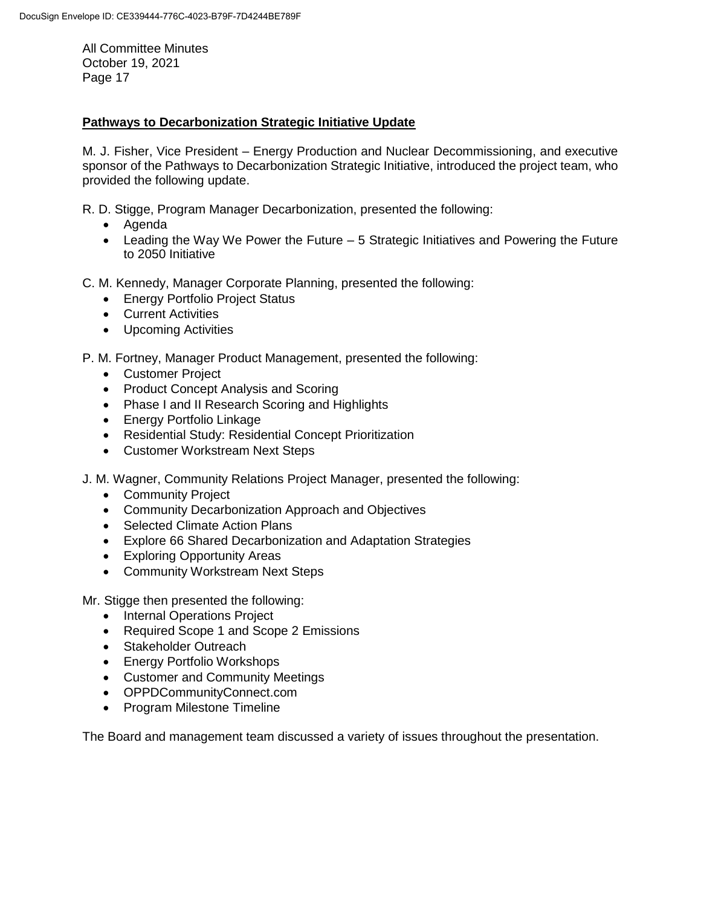## Pathways to Decarbonization Strategic Initiative Update

M. J. Fisher, Vice President – Energy Production and Nuclear Decommissioning, and executive sponsor of the Pathways to Decarbonization Strategic Initiative, introduced the project team, who provided the following update.

R. D. Stigge, Program Manager Decarbonization, presented the following:

- Agenda
- Leading the Way We Power the Future – 5 Strategic Initiatives and Powering the Future to 2050 Initiative

C. M. Kennedy, Manager Corporate Planning, presented the following:

- Energy Portfolio Project Status
- Current Activities
- Upcoming Activities

P. M. Fortney, Manager Product Management, presented the following:

- Customer Project
- Product Concept Analysis and Scoring
- Phase I and II Research Scoring and Highlights
- Energy Portfolio Linkage
- Residential Study: Residential Concept Prioritization
- Customer Workstream Next Steps

J. M. Wagner, Community Relations Project Manager, presented the following:

- Community Project
- Community Decarbonization Approach and Objectives
- Selected Climate Action Plans
- Explore 66 Shared Decarbonization and Adaptation Strategies
- Exploring Opportunity Areas
- Community Workstream Next Steps

Mr. Stigge then presented the following:

- Internal Operations Project
- Required Scope 1 and Scope 2 Emissions
- Stakeholder Outreach
- Energy Portfolio Workshops
- Customer and Community Meetings
- OPPDCommunityConnect.com
- Program Milestone Timeline

The Board and management team discussed a variety of issues throughout the presentation.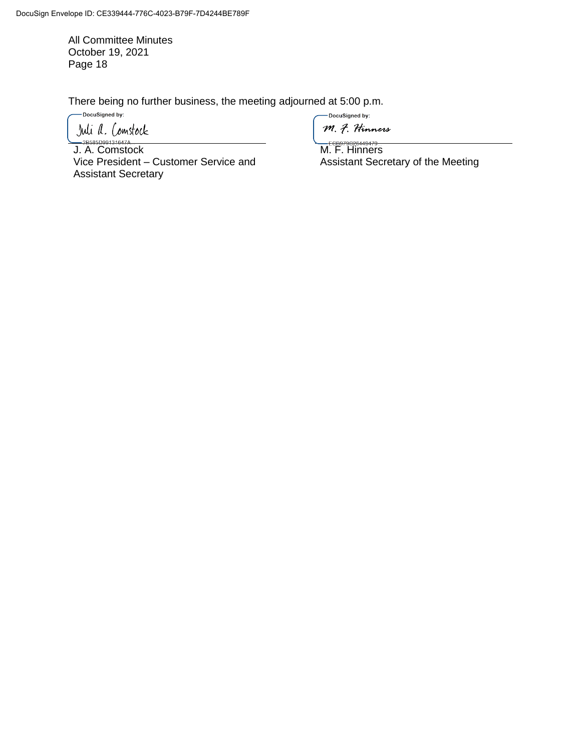All Committee Minutes
October 19, 2021
Page 18

There being no further business, the meeting adjourned at 5:00 p.m.

| | |
|---|---|
| DocuSigned by: Juli A. Comstock | DocuSigned by: M. F. Hinners |
| J. A. Comstock | M. F. Hinners |
| Vice President – Customer Service and Assistant Secretary | Assistant Secretary of the Meeting |